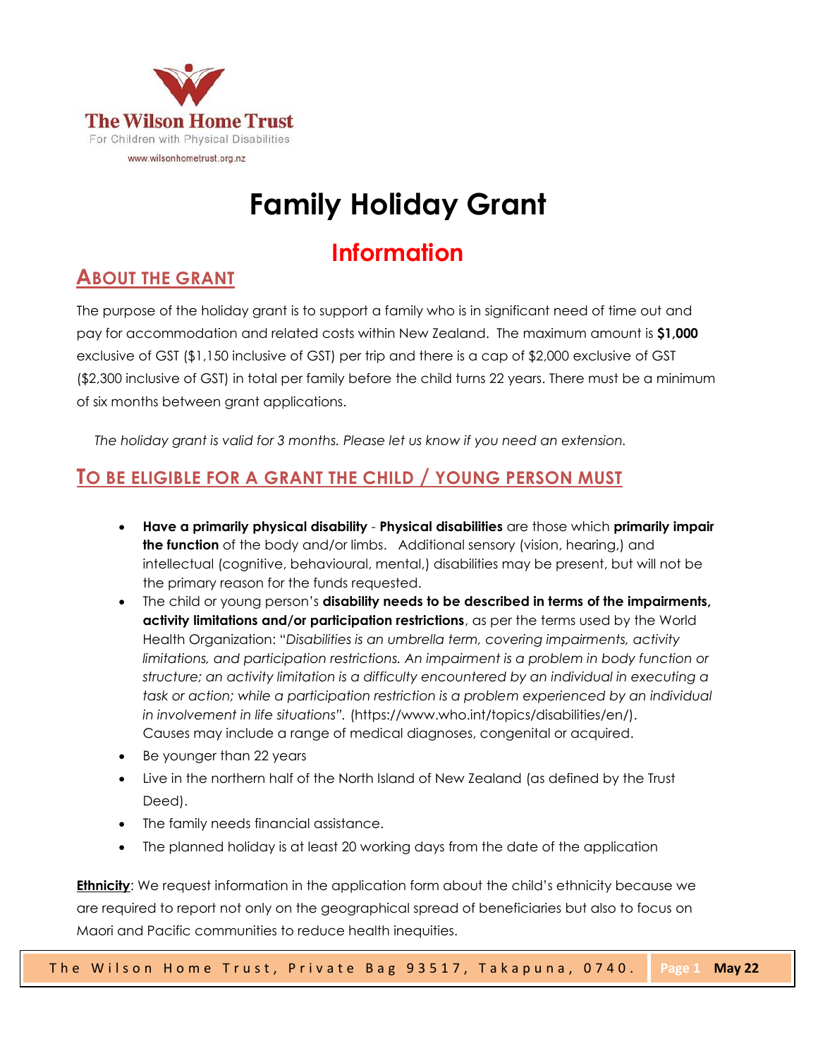The Wilson Home Trust

For Children with Physical Disabilities

www.wilsonhometrust.org.nz

# Family Holiday Grant

## Information

### ABOUT THE GRANT

The purpose of the holiday grant is to support a family who is in significant need of time out and pay for accommodation and related costs within New Zealand. The maximum amount is **$1,000** exclusive of GST ($1,150 inclusive of GST) per trip and there is a cap of $2,000 exclusive of GST ($2,300 inclusive of GST) in total per family before the child turns 22 years. There must be a minimum of six months between grant applications.

*The holiday grant is valid for 3 months. Please let us know if you need an extension.*

### TO BE ELIGIBLE FOR A GRANT THE CHILD / YOUNG PERSON MUST

- **Have a primarily physical disability** - **Physical disabilities** are those which **primarily impair the function** of the body and/or limbs. Additional sensory (vision, hearing,) and intellectual (cognitive, behavioural, mental,) disabilities may be present, but will not be the primary reason for the funds requested.
- The child or young person's **disability needs to be described in terms of the impairments, activity limitations and/or participation restrictions**, as per the terms used by the World Health Organization: "*Disabilities is an umbrella term, covering impairments, activity limitations, and participation restrictions. An impairment is a problem in body function or structure; an activity limitation is a difficulty encountered by an individual in executing a task or action; while a participation restriction is a problem experienced by an individual in involvement in life situations".* (https://www.who.int/topics/disabilities/en/). Causes may include a range of medical diagnoses, congenital or acquired.
- Be younger than 22 years
- Live in the northern half of the North Island of New Zealand (as defined by the Trust Deed).
- The family needs financial assistance.
- The planned holiday is at least 20 working days from the date of the application

**Ethnicity**: We request information in the application form about the child's ethnicity because we are required to report not only on the geographical spread of beneficiaries but also to focus on Maori and Pacific communities to reduce health inequities.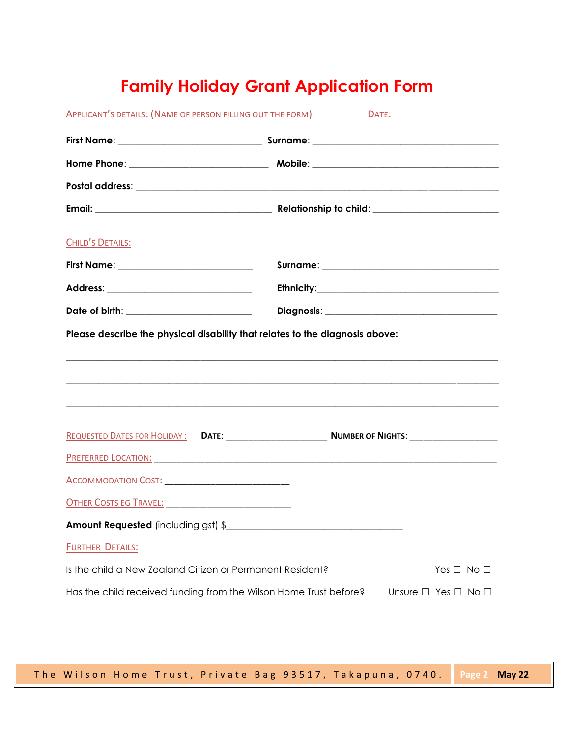# Family Holiday Grant Application Form

APPLICANT'S DETAILS: (NAME OF PERSON FILLING OUT THE FORM) DATE:

**First Name**: ____________________________ **Surname**: ____________________________________

**Home Phone**: ___________________________ **Mobile**: ____________________________________

**Postal address**: _____________________________________________________________________

**Email:** __________________________________ **Relationship to child**: ________________________

CHILD'S DETAILS:

**First Name**: __________________________ **Surname**: __________________________________

**Address**: ____________________________ **Ethnicity**:__________________________________

**Date of birth**: ________________________ **Diagnosis**: _________________________________

**Please describe the physical disability that relates to the diagnosis above:**

_____________________________________________________________________________________

_____________________________________________________________________________________

_____________________________________________________________________________________

REQUESTED DATES FOR HOLIDAY : **DATE:** ____________________ **NUMBER OF NIGHTS:** _________________

PREFERRED LOCATION: ______________________________________________________________________

ACCOMMODATION COST: ________________________

OTHER COSTS EG TRAVEL: ________________________

**Amount Requested** (including gst) $___________________________________

FURTHER DETAILS:

Is the child a New Zealand Citizen or Permanent Resident? Yes ☐ No ☐

Has the child received funding from the Wilson Home Trust before? Unsure ☐ Yes ☐ No ☐

The Wilson Home Trust, Private Bag 93517, Takapuna, 0740. May 22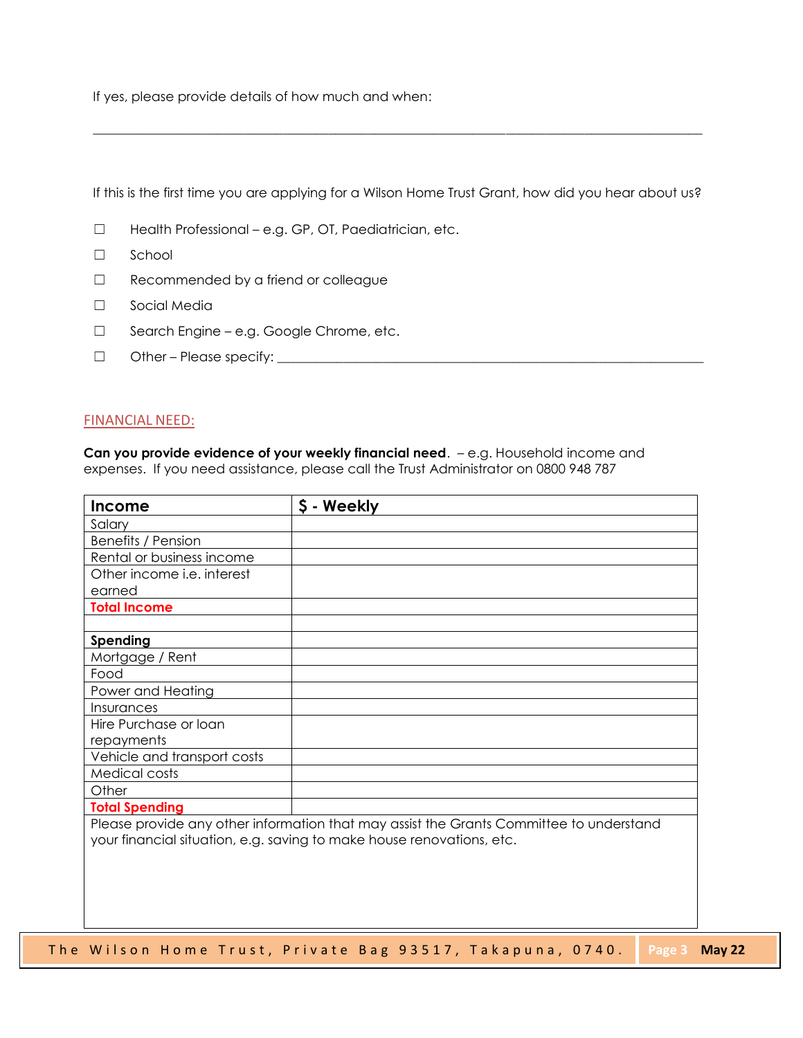If yes, please provide details of how much and when:

\_\_\_\_\_\_\_\_\_\_\_\_\_\_\_\_\_\_\_\_\_\_\_\_\_\_\_\_\_\_\_\_\_\_\_\_\_\_\_\_\_\_\_\_\_\_\_\_\_\_\_\_\_\_\_\_\_\_\_\_\_\_\_\_\_\_\_\_\_\_\_\_

If this is the first time you are applying for a Wilson Home Trust Grant, how did you hear about us?

- ☐ Health Professional – e.g. GP, OT, Paediatrician, etc.
- ☐ School
- ☐ Recommended by a friend or colleague
- ☐ Social Media
- ☐ Search Engine – e.g. Google Chrome, etc.
- ☐ Other – Please specify: \_\_\_\_\_\_\_\_\_\_\_\_\_\_\_\_\_\_\_\_\_\_\_\_\_\_\_\_\_\_\_\_\_\_\_\_\_\_\_\_\_\_\_\_\_\_\_\_

## FINANCIAL NEED:

**Can you provide evidence of your weekly financial need**. – e.g. Household income and expenses. If you need assistance, please call the Trust Administrator on 0800 948 787

| **Income** | **$ - Weekly** |
|---|---|
| Salary | |
| Benefits / Pension | |
| Rental or business income | |
| Other income i.e. interest earned | |
| **Total Income** | |
| | |
| **Spending** | |
| Mortgage / Rent | |
| Food | |
| Power and Heating | |
| Insurances | |
| Hire Purchase or loan repayments | |
| Vehicle and transport costs | |
| Medical costs | |
| Other | |
| **Total Spending** | |
| Please provide any other information that may assist the Grants Committee to understand your financial situation, e.g. saving to make house renovations, etc. | |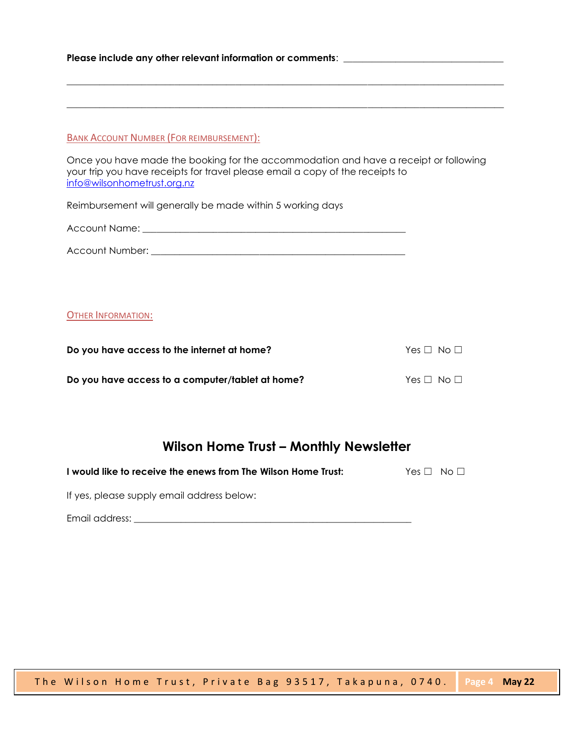**Please include any other relevant information or comments**: ________________________________

__________________________________________________________________________________

__________________________________________________________________________________

## Bank Account Number (For reimbursement):

Once you have made the booking for the accommodation and have a receipt or following your trip you have receipts for travel please email a copy of the receipts to info@wilsonhometrust.org.nz

Reimbursement will generally be made within 5 working days

Account Name: _______________________________________________________

Account Number: ____________________________________________________

## Other Information:

**Do you have access to the internet at home?** Yes ☐ No ☐

**Do you have access to a computer/tablet at home?** Yes ☐ No ☐

# Wilson Home Trust – Monthly Newsletter

**I would like to receive the enews from The Wilson Home Trust:** Yes ☐ No ☐

If yes, please supply email address below:

Email address: ____________________________________________________________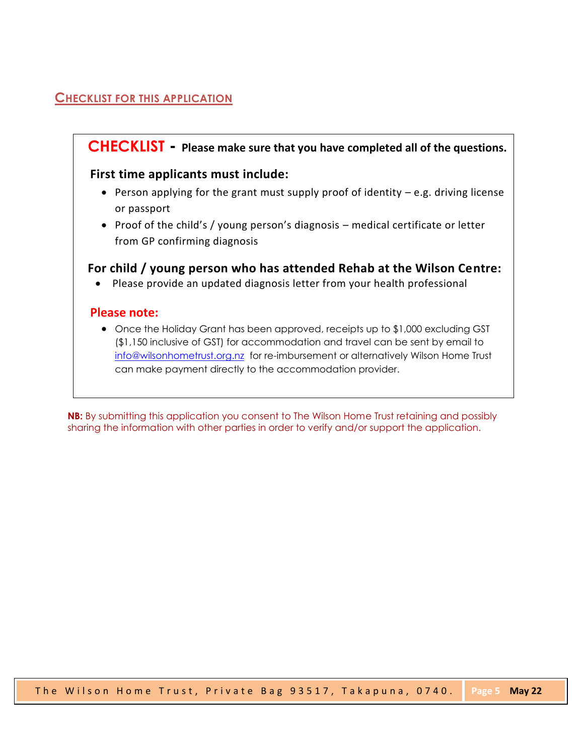## CHECKLIST FOR THIS APPLICATION

**CHECKLIST - Please make sure that you have completed all of the questions.**

**First time applicants must include:**

- Person applying for the grant must supply proof of identity – e.g. driving license or passport
- Proof of the child's / young person's diagnosis – medical certificate or letter from GP confirming diagnosis

**For child / young person who has attended Rehab at the Wilson Centre:**

- Please provide an updated diagnosis letter from your health professional

**Please note:**

- Once the Holiday Grant has been approved, receipts up to $1,000 excluding GST ($1,150 inclusive of GST) for accommodation and travel can be sent by email to info@wilsonhometrust.org.nz for re-imbursement or alternatively Wilson Home Trust can make payment directly to the accommodation provider.

**NB:** By submitting this application you consent to The Wilson Home Trust retaining and possibly sharing the information with other parties in order to verify and/or support the application.